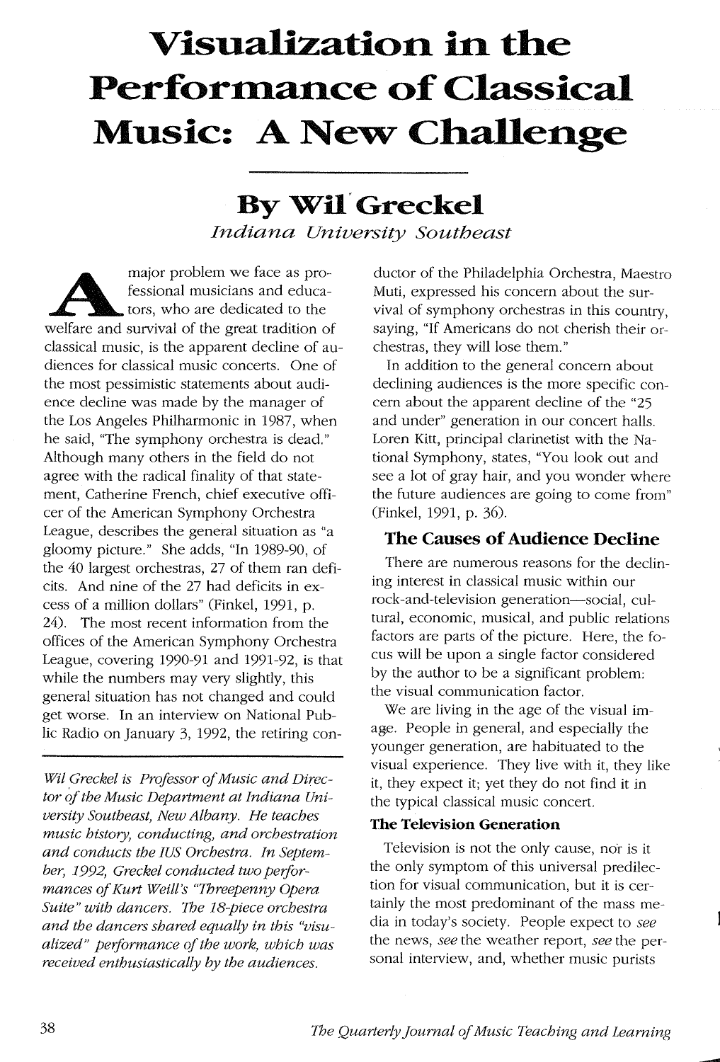# Visualization in the Performance of Classical Music: A New Challenge

## By Wil Greckel

*Indiana University Southeast*

A major problem we face as professional musicians and educators, who are dedicated to the welfare and survival of the great tradition of classical music, is the apparent decline of audiences for classical music concerts. One of the most pessimistic statements about audience decline was made by the manager of the Los Angeles Philharmonic in 1987, when he said, "The symphony orchestra is dead." Although many others in the field do not agree with the radical finality of that statement, Catherine French, chief executive officer of the American Symphony Orchestra League, describes the general situation as "a gloomy picture." She adds, "In 1989-90, of the 40 largest orchestras, 27 of them ran deficits. And nine of the 27 had deficits in excess of a million dollars" (Finkel, 1991, p. 24). The most recent information from the offices of the American Symphony Orchestra League, covering 1990-91 and 1991-92, is that while the numbers may very slightly, this general situation has not changed and could get worse. In an interview on National Public Radio on January 3, 1992, the retiring conductor of the Philadelphia Orchestra, Maestro Muti, expressed his concern about the survival of symphony orchestras in this country, saying, "If Americans do not cherish their orchestras, they will lose them."

*Wil Greckel is Professor of Music and Director of the Music Department at Indiana University Southeast, New Albany. He teaches music history, conducting, and orchestration and conducts the IUS Orchestra. In September, 1992, Greckel conducted two performances of Kurt Weill's "Threepenny Opera Suite" with dancers. The 18-piece orchestra and the dancers shared equally in this "visualized" performance of the work, which was received enthusiastically by the audiences.*

In addition to the general concern about declining audiences is the more specific concern about the apparent decline of the "25 and under" generation in our concert halls. Loren Kitt, principal clarinetist with the National Symphony, states, "You look out and see a lot of gray hair, and you wonder where the future audiences are going to come from" (Finkel, 1991, p. 36).

### The Causes of Audience Decline

There are numerous reasons for the declining interest in classical music within our rock-and-television generation—social, cultural, economic, musical, and public relations factors are parts of the picture. Here, the focus will be upon a single factor considered by the author to be a significant problem: the visual communication factor.

We are living in the age of the visual image. People in general, and especially the younger generation, are habituated to the visual experience. They live with it, they like it, they expect it; yet they do not find it in the typical classical music concert.

#### The Television Generation

Television is not the only cause, nor is it the only symptom of this universal predilection for visual communication, but it is certainly the most predominant of the mass media in today's society. People expect to *see* the news, *see* the weather report, *see* the personal interview, and, whether music purists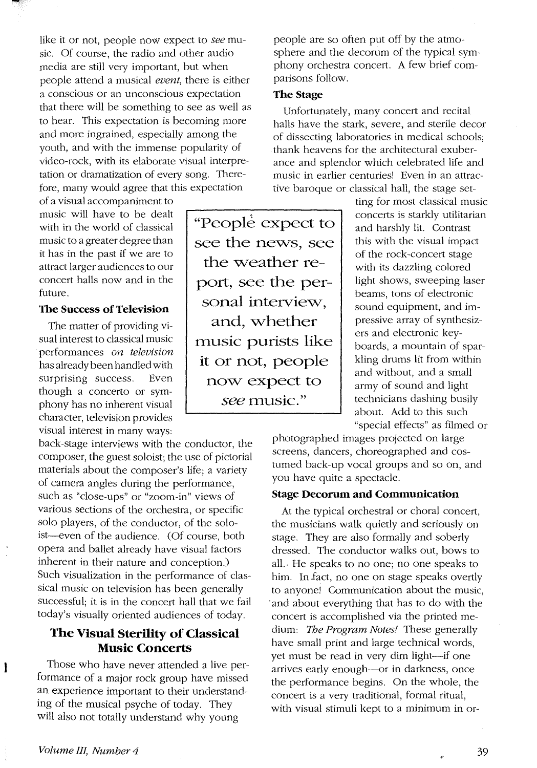like it or not, people now expect to *see* music. Of course, the radio and other audio media are still very important, but when people attend a musical *event*, there is either a conscious or an unconscious expectation that there will be something to see as well as to hear. This expectation is becoming more and more ingrained, especially among the youth, and with the immense popularity of video-rock, with its elaborate visual interpretation or dramatization of every song. Therefore, many would agree that this expectation of a visual accompaniment to music will have to be dealt with in the world of classical music to a greater degree than it has in the past if we are to attract larger audiences to our concert halls now and in the future.

> "People expect to see the news, see the weather report, see the personal interview, and, whether music purists like it or not, people now expect to *see* music."

### The Success of Television

The matter of providing visual interest to classical music performances *on television* has already been handled with surprising success. Even though a concerto or symphony has no inherent visual character, television provides visual interest in many ways: back-stage interviews with the conductor, the composer, the guest soloist; the use of pictorial materials about the composer's life; a variety of camera angles during the performance, such as "close-ups" or "zoom-in" views of various sections of the orchestra, or specific solo players, of the conductor, of the soloist—even of the audience. (Of course, both opera and ballet already have visual factors inherent in their nature and conception.) Such visualization in the performance of classical music on television has been generally successful; it is in the concert hall that we fail today's visually oriented audiences of today.

## The Visual Sterility of Classical Music Concerts

Those who have never attended a live performance of a major rock group have missed an experience important to their understanding of the musical psyche of today. They will also not totally understand why young people are so often put off by the atmosphere and the decorum of the typical symphony orchestra concert. A few brief comparisons follow.

### The Stage

Unfortunately, many concert and recital halls have the stark, severe, and sterile decor of dissecting laboratories in medical schools; thank heavens for the architectural exuberance and splendor which celebrated life and music in earlier centuries! Even in an attractive baroque or classical hall, the stage setting for most classical music concerts is starkly utilitarian and harshly lit. Contrast this with the visual impact of the rock-concert stage with its dazzling colored light shows, sweeping laser beams, tons of electronic sound equipment, and impressive array of synthesizers and electronic keyboards, a mountain of sparkling drums lit from within and without, and a small army of sound and light technicians dashing busily about. Add to this such "special effects" as filmed or photographed images projected on large screens, dancers, choreographed and costumed back-up vocal groups and so on, and you have quite a spectacle.

### Stage Decorum and Communication

At the typical orchestral or choral concert, the musicians walk quietly and seriously on stage. They are also formally and soberly dressed. The conductor walks out, bows to all. He speaks to no one; no one speaks to him. In fact, no one on stage speaks overtly to anyone! Communication about the music, and about everything that has to do with the concert is accomplished via the printed medium: *The Program Notes!* These generally have small print and large technical words, yet must be read in very dim light—if one arrives early enough—or in darkness, once the performance begins. On the whole, the concert is a very traditional, formal ritual, with visual stimuli kept to a minimum in or-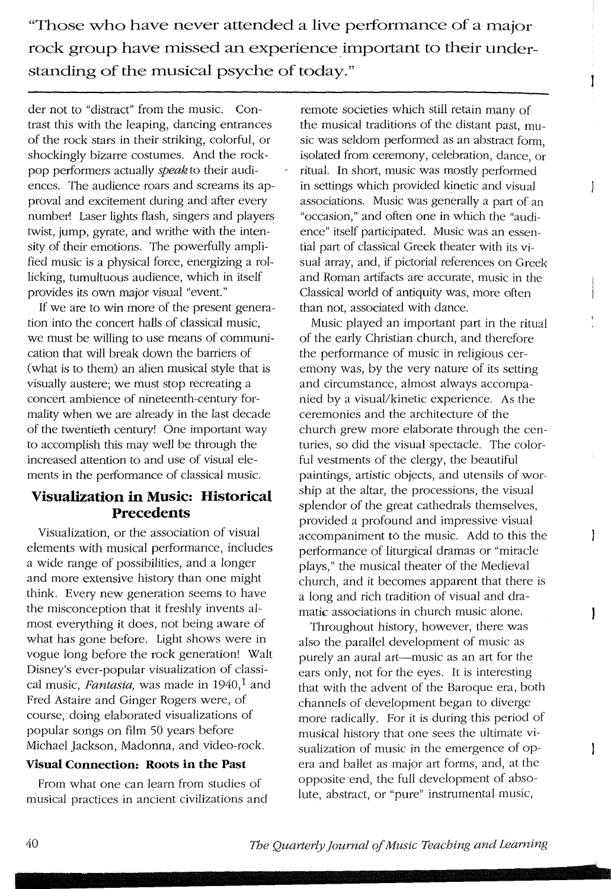> "Those who have never attended a live performance of a major rock group have missed an experience important to their understanding of the musical psyche of today."

der not to "distract" from the music. Contrast this with the leaping, dancing entrances of the rock stars in their striking, colorful, or shockingly bizarre costumes. And the rock-pop performers actually *speak* to their audiences. The audience roars and screams its approval and excitement during and after every number! Laser lights flash, singers and players twist, jump, gyrate, and writhe with the intensity of their emotions. The powerfully amplified music is a physical force, energizing a rollicking, tumultuous audience, which in itself provides its own major visual "event."

If we are to win more of the present generation into the concert halls of classical music, we must be willing to use means of communication that will break down the barriers of (what is to them) an alien musical style that is visually austere; we must stop recreating a concert ambience of nineteenth-century formality when we are already in the last decade of the twentieth century! One important way to accomplish this may well be through the increased attention to and use of visual elements in the performance of classical music.

## Visualization in Music: Historical Precedents

Visualization, or the association of visual elements with musical performance, includes a wide range of possibilities, and a longer and more extensive history than one might think. Every new generation seems to have the misconception that it freshly invents almost everything it does, not being aware of what has gone before. Light shows were in vogue long before the rock generation! Walt Disney's ever-popular visualization of classical music, *Fantasia,* was made in 1940,[1] and Fred Astaire and Ginger Rogers were, of course, doing elaborated visualizations of popular songs on film 50 years before Michael Jackson, Madonna, and video-rock.

### Visual Connection: Roots in the Past

From what one can learn from studies of musical practices in ancient civilizations and remote societies which still retain many of the musical traditions of the distant past, music was seldom performed as an abstract form, isolated from ceremony, celebration, dance, or ritual. In short, music was mostly performed in settings which provided kinetic and visual associations. Music was generally a part of an "occasion," and often one in which the "audience" itself participated. Music was an essential part of classical Greek theater with its visual array, and, if pictorial references on Greek and Roman artifacts are accurate, music in the Classical world of antiquity was, more often than not, associated with dance.

Music played an important part in the ritual of the early Christian church, and therefore the performance of music in religious ceremony was, by the very nature of its setting and circumstance, almost always accompanied by a visual/kinetic experience. As the ceremonies and the architecture of the church grew more elaborate through the centuries, so did the visual spectacle. The colorful vestments of the clergy, the beautiful paintings, artistic objects, and utensils of worship at the altar, the processions, the visual splendor of the great cathedrals themselves, provided a profound and impressive visual accompaniment to the music. Add to this the performance of liturgical dramas or "miracle plays," the musical theater of the Medieval church, and it becomes apparent that there is a long and rich tradition of visual and dramatic associations in church music alone.

Throughout history, however, there was also the parallel development of music as purely an aural art—music as an art for the ears only, not for the eyes. It is interesting that with the advent of the Baroque era, both channels of development began to diverge more radically. For it is during this period of musical history that one sees the ultimate visualization of music in the emergence of opera and ballet as major art forms, and, at the opposite end, the full development of absolute, abstract, or "pure" instrumental music,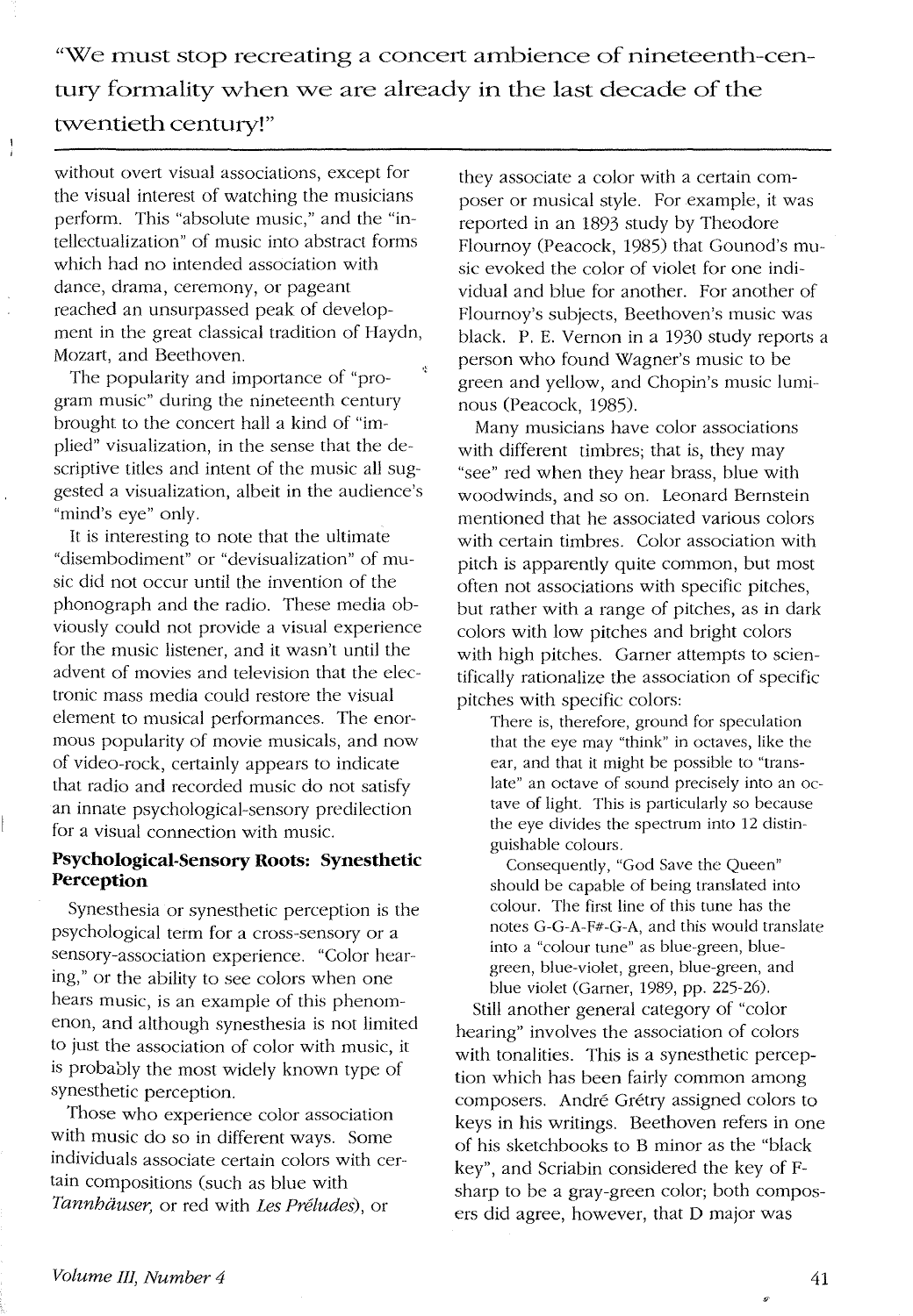"We must stop recreating a concert ambience of nineteenth-century formality when we are already in the last decade of the twentieth century!"

without overt visual associations, except for the visual interest of watching the musicians perform. This "absolute music," and the "intellectualization" of music into abstract forms which had no intended association with dance, drama, ceremony, or pageant reached an unsurpassed peak of development in the great classical tradition of Haydn, Mozart, and Beethoven.

The popularity and importance of "program music" during the nineteenth century brought to the concert hall a kind of "implied" visualization, in the sense that the descriptive titles and intent of the music all suggested a visualization, albeit in the audience's "mind's eye" only.

It is interesting to note that the ultimate "disembodiment" or "devisualization" of music did not occur until the invention of the phonograph and the radio. These media obviously could not provide a visual experience for the music listener, and it wasn't until the advent of movies and television that the electronic mass media could restore the visual element to musical performances. The enormous popularity of movie musicals, and now of video-rock, certainly appears to indicate that radio and recorded music do not satisfy an innate psychological-sensory predilection for a visual connection with music.

### Psychological-Sensory Roots: Synesthetic Perception

Synesthesia or synesthetic perception is the psychological term for a cross-sensory or a sensory-association experience. "Color hearing," or the ability to see colors when one hears music, is an example of this phenomenon, and although synesthesia is not limited to just the association of color with music, it is probably the most widely known type of synesthetic perception.

Those who experience color association with music do so in different ways. Some individuals associate certain colors with certain compositions (such as blue with *Tannhäuser,* or red with *Les Préludes*), or they associate a color with a certain composer or musical style. For example, it was reported in an 1893 study by Theodore Flournoy (Peacock, 1985) that Gounod's music evoked the color of violet for one individual and blue for another. For another of Flournoy's subjects, Beethoven's music was black. P. E. Vernon in a 1930 study reports a person who found Wagner's music to be green and yellow, and Chopin's music luminous (Peacock, 1985).

Many musicians have color associations with different timbres; that is, they may "see" red when they hear brass, blue with woodwinds, and so on. Leonard Bernstein mentioned that he associated various colors with certain timbres. Color association with pitch is apparently quite common, but most often not associations with specific pitches, but rather with a range of pitches, as in dark colors with low pitches and bright colors with high pitches. Garner attempts to scientifically rationalize the association of specific pitches with specific colors:

> There is, therefore, ground for speculation that the eye may "think" in octaves, like the ear, and that it might be possible to "translate" an octave of sound precisely into an octave of light. This is particularly so because the eye divides the spectrum into 12 distinguishable colours.
>
> Consequently, "God Save the Queen" should be capable of being translated into colour. The first line of this tune has the notes G-G-A-F#-G-A, and this would translate into a "colour tune" as blue-green, blue-green, blue-violet, green, blue-green, and blue violet (Garner, 1989, pp. 225-26).

Still another general category of "color hearing" involves the association of colors with tonalities. This is a synesthetic perception which has been fairly common among composers. André Grétry assigned colors to keys in his writings. Beethoven refers in one of his sketchbooks to B minor as the "black key", and Scriabin considered the key of F-sharp to be a gray-green color; both composers did agree, however, that D major was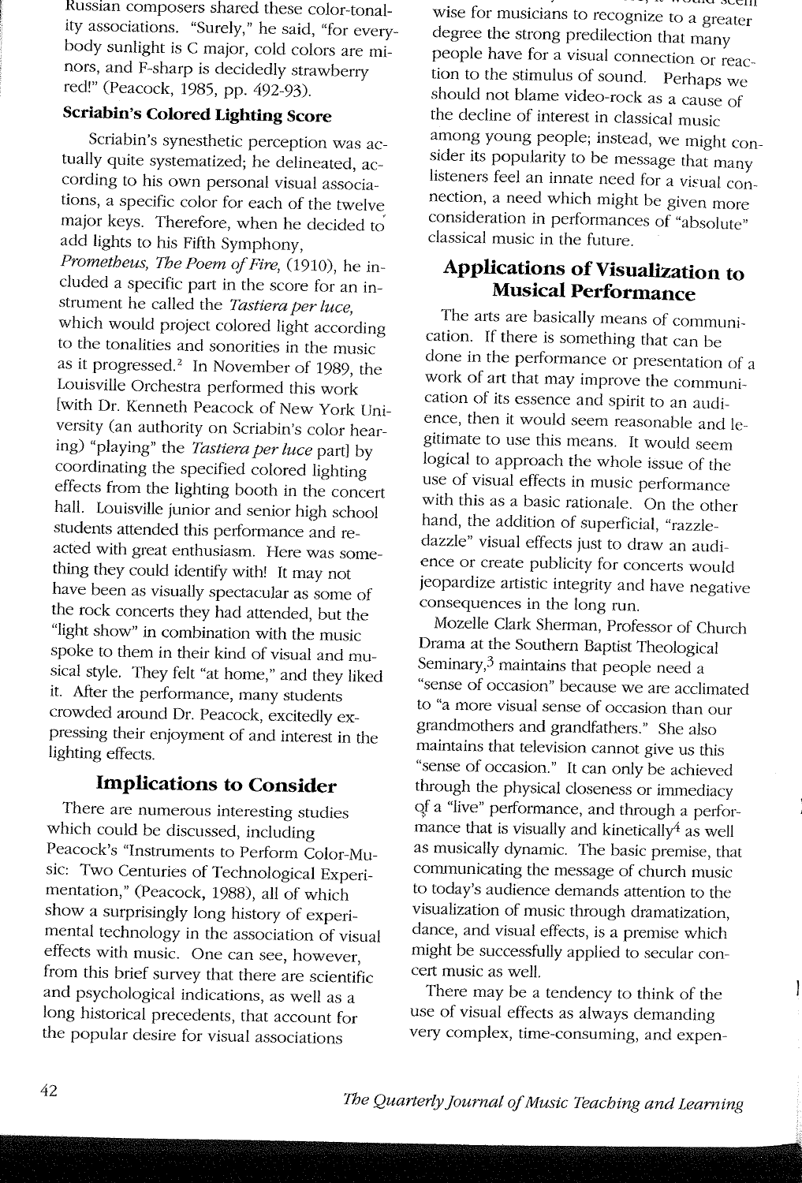Russian composers shared these color-tonality associations. "Surely," he said, "for everybody sunlight is C major, cold colors are minors, and F-sharp is decidedly strawberry red!" (Peacock, 1985, pp. 492-93).

### Scriabin's Colored Lighting Score

Scriabin's synesthetic perception was actually quite systematized; he delineated, according to his own personal visual associations, a specific color for each of the twelve major keys. Therefore, when he decided to add lights to his Fifth Symphony, *Prometheus, The Poem of Fire*, (1910), he included a specific part in the score for an instrument he called the *Tastiera per luce*, which would project colored light according to the tonalities and sonorities in the music as it progressed.[2] In November of 1989, the Louisville Orchestra performed this work [with Dr. Kenneth Peacock of New York University (an authority on Scriabin's color hearing) "playing" the *Tastiera per luce* part] by coordinating the specified colored lighting effects from the lighting booth in the concert hall. Louisville junior and senior high school students attended this performance and reacted with great enthusiasm. Here was something they could identify with! It may not have been as visually spectacular as some of the rock concerts they had attended, but the "light show" in combination with the music spoke to them in their kind of visual and musical style. They felt "at home," and they liked it. After the performance, many students crowded around Dr. Peacock, excitedly expressing their enjoyment of and interest in the lighting effects.

## Implications to Consider

There are numerous interesting studies which could be discussed, including Peacock's "Instruments to Perform Color-Music: Two Centuries of Technological Experimentation," (Peacock, 1988), all of which show a surprisingly long history of experimental technology in the association of visual effects with music. One can see, however, from this brief survey that there are scientific and psychological indications, as well as a long historical precedents, that account for the popular desire for visual associations with music. Therefore, it would seem wise for musicians to recognize to a greater degree the strong predilection that many people have for a visual connection or reaction to the stimulus of sound. Perhaps we should not blame video-rock as a cause of the decline of interest in classical music among young people; instead, we might consider its popularity to be message that many listeners feel an innate need for a visual connection, a need which might be given more consideration in performances of "absolute" classical music in the future.

## Applications of Visualization to Musical Performance

The arts are basically means of communication. If there is something that can be done in the performance or presentation of a work of art that may improve the communication of its essence and spirit to an audience, then it would seem reasonable and legitimate to use this means. It would seem logical to approach the whole issue of the use of visual effects in music performance with this as a basic rationale. On the other hand, the addition of superficial, "razzle-dazzle" visual effects just to draw an audience or create publicity for concerts would jeopardize artistic integrity and have negative consequences in the long run.

Mozelle Clark Sherman, Professor of Church Drama at the Southern Baptist Theological Seminary,[3] maintains that people need a "sense of occasion" because we are acclimated to "a more visual sense of occasion than our grandmothers and grandfathers." She also maintains that television cannot give us this "sense of occasion." It can only be achieved through the physical closeness or immediacy of a "live" performance, and through a performance that is visually and kinetically[4] as well as musically dynamic. The basic premise, that communicating the message of church music to today's audience demands attention to the visualization of music through dramatization, dance, and visual effects, is a premise which might be successfully applied to secular concert music as well.

There may be a tendency to think of the use of visual effects as always demanding very complex, time-consuming, and expen-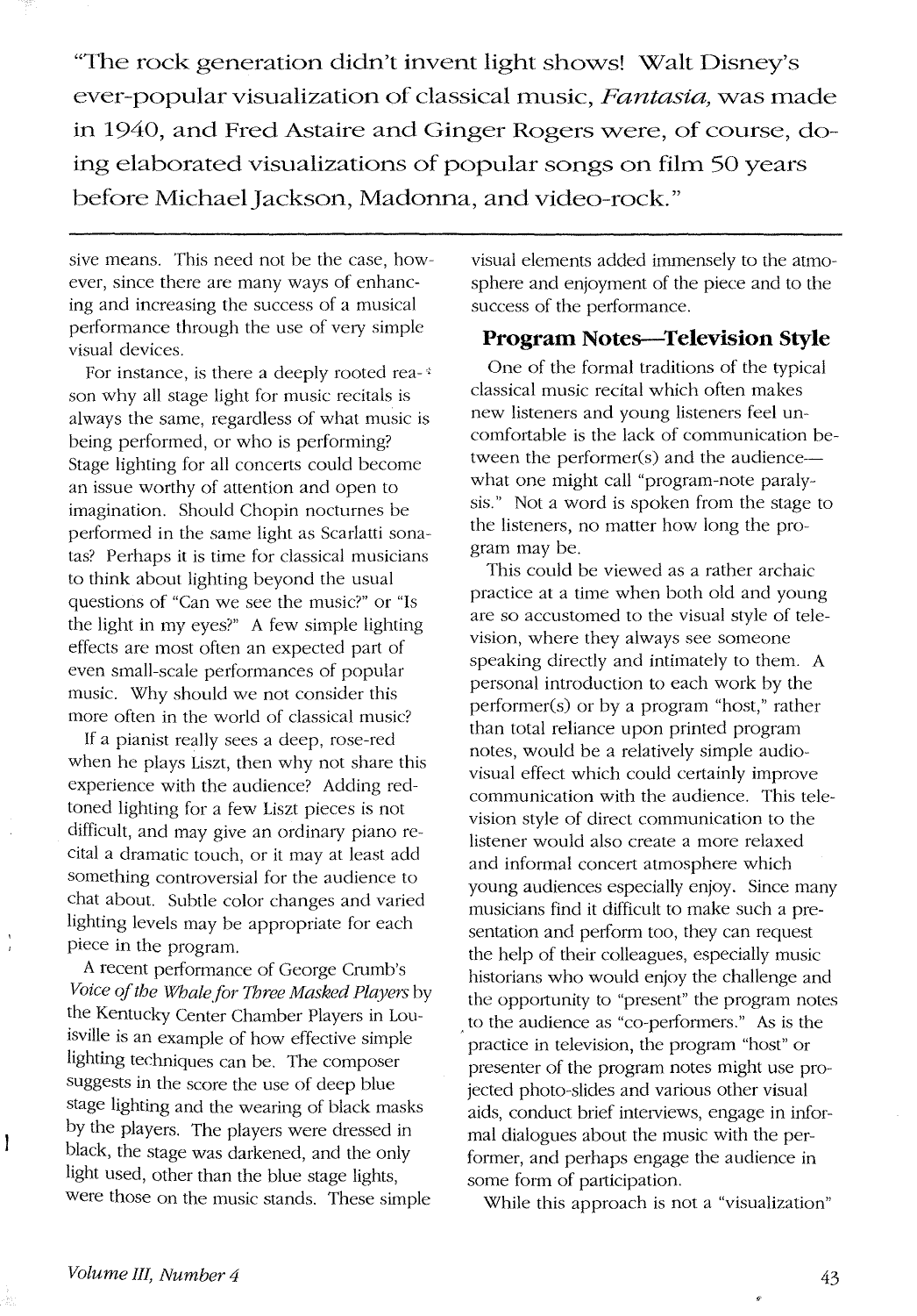"The rock generation didn't invent light shows! Walt Disney's ever-popular visualization of classical music, *Fantasia,* was made in 1940, and Fred Astaire and Ginger Rogers were, of course, doing elaborated visualizations of popular songs on film 50 years before Michael Jackson, Madonna, and video-rock."

---

sive means. This need not be the case, however, since there are many ways of enhancing and increasing the success of a musical performance through the use of very simple visual devices.

For instance, is there a deeply rooted reason why all stage light for music recitals is always the same, regardless of what music is being performed, or who is performing? Stage lighting for all concerts could become an issue worthy of attention and open to imagination. Should Chopin nocturnes be performed in the same light as Scarlatti sonatas? Perhaps it is time for classical musicians to think about lighting beyond the usual questions of "Can we see the music?" or "Is the light in my eyes?" A few simple lighting effects are most often an expected part of even small-scale performances of popular music. Why should we not consider this more often in the world of classical music?

If a pianist really sees a deep, rose-red when he plays Liszt, then why not share this experience with the audience? Adding red-toned lighting for a few Liszt pieces is not difficult, and may give an ordinary piano recital a dramatic touch, or it may at least add something controversial for the audience to chat about. Subtle color changes and varied lighting levels may be appropriate for each piece in the program.

A recent performance of George Crumb's *Voice of the Whale for Three Masked Players* by the Kentucky Center Chamber Players in Louisville is an example of how effective simple lighting techniques can be. The composer suggests in the score the use of deep blue stage lighting and the wearing of black masks by the players. The players were dressed in black, the stage was darkened, and the only light used, other than the blue stage lights, were those on the music stands. These simple visual elements added immensely to the atmosphere and enjoyment of the piece and to the success of the performance.

## Program Notes—Television Style

One of the formal traditions of the typical classical music recital which often makes new listeners and young listeners feel uncomfortable is the lack of communication between the performer(s) and the audience—what one might call "program-note paralysis." Not a word is spoken from the stage to the listeners, no matter how long the program may be.

This could be viewed as a rather archaic practice at a time when both old and young are so accustomed to the visual style of television, where they always see someone speaking directly and intimately to them. A personal introduction to each work by the performer(s) or by a program "host," rather than total reliance upon printed program notes, would be a relatively simple audio-visual effect which could certainly improve communication with the audience. This television style of direct communication to the listener would also create a more relaxed and informal concert atmosphere which young audiences especially enjoy. Since many musicians find it difficult to make such a presentation and perform too, they can request the help of their colleagues, especially music historians who would enjoy the challenge and the opportunity to "present" the program notes to the audience as "co-performers." As is the practice in television, the program "host" or presenter of the program notes might use projected photo-slides and various other visual aids, conduct brief interviews, engage in informal dialogues about the music with the performer, and perhaps engage the audience in some form of participation.

While this approach is not a "visualization"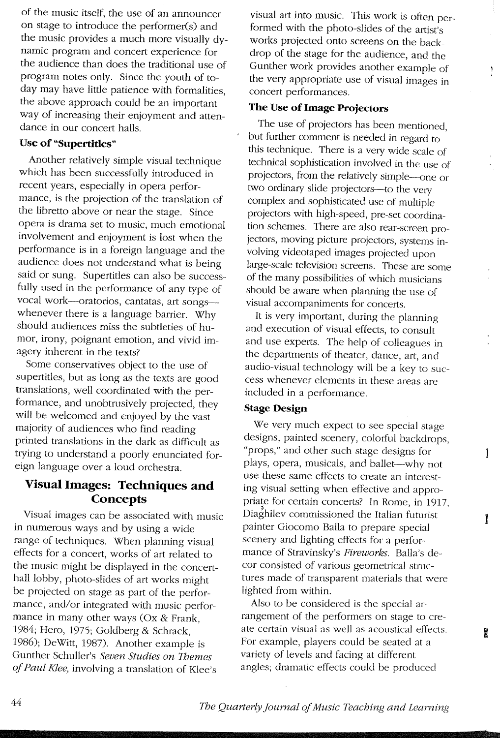of the music itself, the use of an announcer on stage to introduce the performer(s) and the music provides a much more visually dynamic program and concert experience for the audience than does the traditional use of program notes only. Since the youth of today may have little patience with formalities, the above approach could be an important way of increasing their enjoyment and attendance in our concert halls.

### Use of "Supertitles"

Another relatively simple visual technique which has been successfully introduced in recent years, especially in opera performance, is the projection of the translation of the libretto above or near the stage. Since opera is drama set to music, much emotional involvement and enjoyment is lost when the performance is in a foreign language and the audience does not understand what is being said or sung. Supertitles can also be successfully used in the performance of any type of vocal work—oratorios, cantatas, art songs—whenever there is a language barrier. Why should audiences miss the subtleties of humor, irony, poignant emotion, and vivid imagery inherent in the texts?

Some conservatives object to the use of supertitles, but as long as the texts are good translations, well coordinated with the performance, and unobtrusively projected, they will be welcomed and enjoyed by the vast majority of audiences who find reading printed translations in the dark as difficult as trying to understand a poorly enunciated foreign language over a loud orchestra.

## Visual Images: Techniques and Concepts

Visual images can be associated with music in numerous ways and by using a wide range of techniques. When planning visual effects for a concert, works of art related to the music might be displayed in the concert-hall lobby, photo-slides of art works might be projected on stage as part of the performance, and/or integrated with music performance in many other ways (Ox & Frank, 1984; Hero, 1975; Goldberg & Schrack, 1986); DeWitt, 1987). Another example is Gunther Schuller's *Seven Studies on Themes of Paul Klee*, involving a translation of Klee's visual art into music. This work is often performed with the photo-slides of the artist's works projected onto screens on the backdrop of the stage for the audience, and the Gunther work provides another example of the very appropriate use of visual images in concert performances.

### The Use of Image Projectors

The use of projectors has been mentioned, but further comment is needed in regard to this technique. There is a very wide scale of technical sophistication involved in the use of projectors, from the relatively simple—one or two ordinary slide projectors—to the very complex and sophisticated use of multiple projectors with high-speed, pre-set coordination schemes. There are also rear-screen projectors, moving picture projectors, systems involving videotaped images projected upon large-scale television screens. These are some of the many possibilities of which musicians should be aware when planning the use of visual accompaniments for concerts.

It is very important, during the planning and execution of visual effects, to consult and use experts. The help of colleagues in the departments of theater, dance, art, and audio-visual technology will be a key to success whenever elements in these areas are included in a performance.

### Stage Design

We very much expect to see special stage designs, painted scenery, colorful backdrops, "props," and other such stage designs for plays, opera, musicals, and ballet—why not use these same effects to create an interesting visual setting when effective and appropriate for certain concerts? In Rome, in 1917, Diaghilev commissioned the Italian futurist painter Giocomo Balla to prepare special scenery and lighting effects for a performance of Stravinsky's *Fireworks*. Balla's decor consisted of various geometrical structures made of transparent materials that were lighted from within.

Also to be considered is the special arrangement of the performers on stage to create certain visual as well as acoustical effects. For example, players could be seated at a variety of levels and facing at different angles; dramatic effects could be produced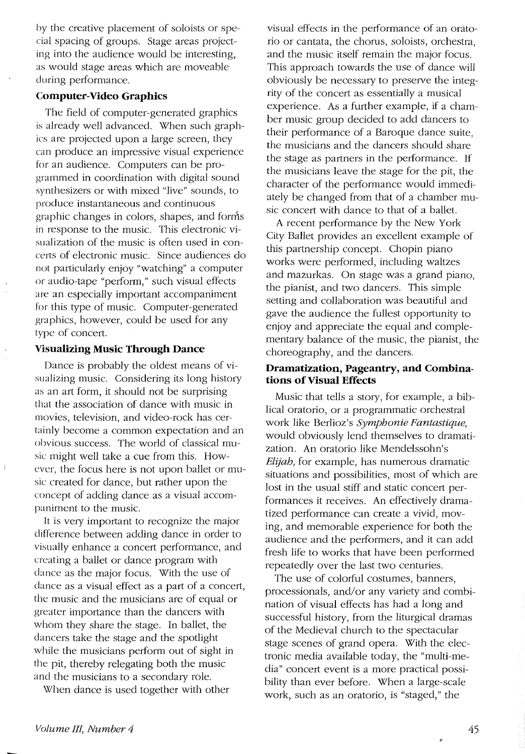by the creative placement of soloists or special spacing of groups. Stage areas projecting into the audience would be interesting, as would stage areas which are moveable during performance.

### Computer-Video Graphics

The field of computer-generated graphics is already well advanced. When such graphics are projected upon a large screen, they can produce an impressive visual experience for an audience. Computers can be programmed in coordination with digital sound synthesizers or with mixed "live" sounds, to produce instantaneous and continuous graphic changes in colors, shapes, and forms in response to the music. This electronic visualization of the music is often used in concerts of electronic music. Since audiences do not particularly enjoy "watching" a computer or audio-tape "perform," such visual effects are an especially important accompaniment for this type of music. Computer-generated graphics, however, could be used for any type of concert.

### Visualizing Music Through Dance

Dance is probably the oldest means of visualizing music. Considering its long history as an art form, it should not be surprising that the association of dance with music in movies, television, and video-rock has certainly become a common expectation and an obvious success. The world of classical music might well take a cue from this. However, the focus here is not upon ballet or music created for dance, but rather upon the concept of adding dance as a visual accompaniment to the music.

It is very important to recognize the major difference between adding dance in order to visually enhance a concert performance, and creating a ballet or dance program with dance as the major focus. With the use of dance as a visual effect as a part of a concert, the music and the musicians are of equal or greater importance than the dancers with whom they share the stage. In ballet, the dancers take the stage and the spotlight while the musicians perform out of sight in the pit, thereby relegating both the music and the musicians to a secondary role.

When dance is used together with other visual effects in the performance of an oratorio or cantata, the chorus, soloists, orchestra, and the music itself remain the major focus. This approach towards the use of dance will obviously be necessary to preserve the integrity of the concert as essentially a musical experience. As a further example, if a chamber music group decided to add dancers to their performance of a Baroque dance suite, the musicians and the dancers should share the stage as partners in the performance. If the musicians leave the stage for the pit, the character of the performance would immediately be changed from that of a chamber music concert with dance to that of a ballet.

A recent performance by the New York City Ballet provides an excellent example of this partnership concept. Chopin piano works were performed, including waltzes and mazurkas. On stage was a grand piano, the pianist, and two dancers. This simple setting and collaboration was beautiful and gave the audience the fullest opportunity to enjoy and appreciate the equal and complementary balance of the music, the pianist, the choreography, and the dancers.

### Dramatization, Pageantry, and Combinations of Visual Effects

Music that tells a story, for example, a biblical oratorio, or a programmatic orchestral work like Berlioz's *Symphonie Fantastique*, would obviously lend themselves to dramatization. An oratorio like Mendelssohn's *Elijah*, for example, has numerous dramatic situations and possibilities, most of which are lost in the usual stiff and static concert performances it receives. An effectively dramatized performance can create a vivid, moving, and memorable experience for both the audience and the performers, and it can add fresh life to works that have been performed repeatedly over the last two centuries.

The use of colorful costumes, banners, processionals, and/or any variety and combination of visual effects has had a long and successful history, from the liturgical dramas of the Medieval church to the spectacular stage scenes of grand opera. With the electronic media available today, the "multi-media" concert event is a more practical possibility than ever before. When a large-scale work, such as an oratorio, is "staged," the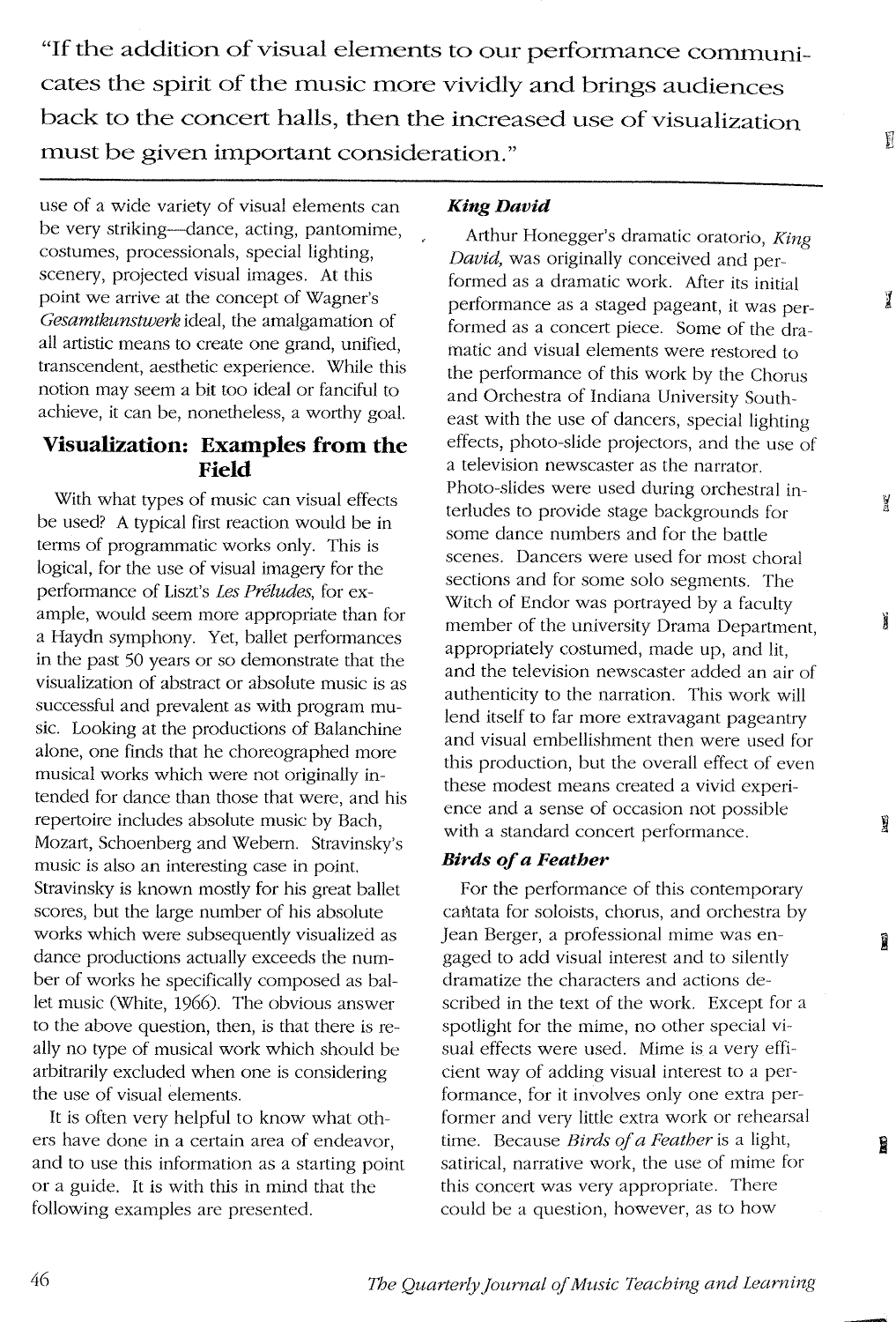"If the addition of visual elements to our performance communicates the spirit of the music more vividly and brings audiences back to the concert halls, then the increased use of visualization must be given important consideration."

use of a wide variety of visual elements can be very striking—dance, acting, pantomime, costumes, processionals, special lighting, scenery, projected visual images. At this point we arrive at the concept of Wagner's *Gesamtkunstwerk* ideal, the amalgamation of all artistic means to create one grand, unified, transcendent, aesthetic experience. While this notion may seem a bit too ideal or fanciful to achieve, it can be, nonetheless, a worthy goal.

## Visualization: Examples from the Field

With what types of music can visual effects be used? A typical first reaction would be in terms of programmatic works only. This is logical, for the use of visual imagery for the performance of Liszt's *Les Préludes*, for example, would seem more appropriate than for a Haydn symphony. Yet, ballet performances in the past 50 years or so demonstrate that the visualization of abstract or absolute music is as successful and prevalent as with program music. Looking at the productions of Balanchine alone, one finds that he choreographed more musical works which were not originally intended for dance than those that were, and his repertoire includes absolute music by Bach, Mozart, Schoenberg and Webern. Stravinsky's music is also an interesting case in point. Stravinsky is known mostly for his great ballet scores, but the large number of his absolute works which were subsequently visualized as dance productions actually exceeds the number of works he specifically composed as ballet music (White, 1966). The obvious answer to the above question, then, is that there is really no type of musical work which should be arbitrarily excluded when one is considering the use of visual elements.

It is often very helpful to know what others have done in a certain area of endeavor, and to use this information as a starting point or a guide. It is with this in mind that the following examples are presented.

### *King David*

Arthur Honegger's dramatic oratorio, *King David,* was originally conceived and performed as a dramatic work. After its initial performance as a staged pageant, it was performed as a concert piece. Some of the dramatic and visual elements were restored to the performance of this work by the Chorus and Orchestra of Indiana University Southeast with the use of dancers, special lighting effects, photo-slide projectors, and the use of a television newscaster as the narrator. Photo-slides were used during orchestral interludes to provide stage backgrounds for some dance numbers and for the battle scenes. Dancers were used for most choral sections and for some solo segments. The Witch of Endor was portrayed by a faculty member of the university Drama Department, appropriately costumed, made up, and lit, and the television newscaster added an air of authenticity to the narration. This work will lend itself to far more extravagant pageantry and visual embellishment then were used for this production, but the overall effect of even these modest means created a vivid experience and a sense of occasion not possible with a standard concert performance.

### *Birds of a Feather*

For the performance of this contemporary cantata for soloists, chorus, and orchestra by Jean Berger, a professional mime was engaged to add visual interest and to silently dramatize the characters and actions described in the text of the work. Except for a spotlight for the mime, no other special visual effects were used. Mime is a very efficient way of adding visual interest to a performance, for it involves only one extra performer and very little extra work or rehearsal time. Because *Birds of a Feather* is a light, satirical, narrative work, the use of mime for this concert was very appropriate. There could be a question, however, as to how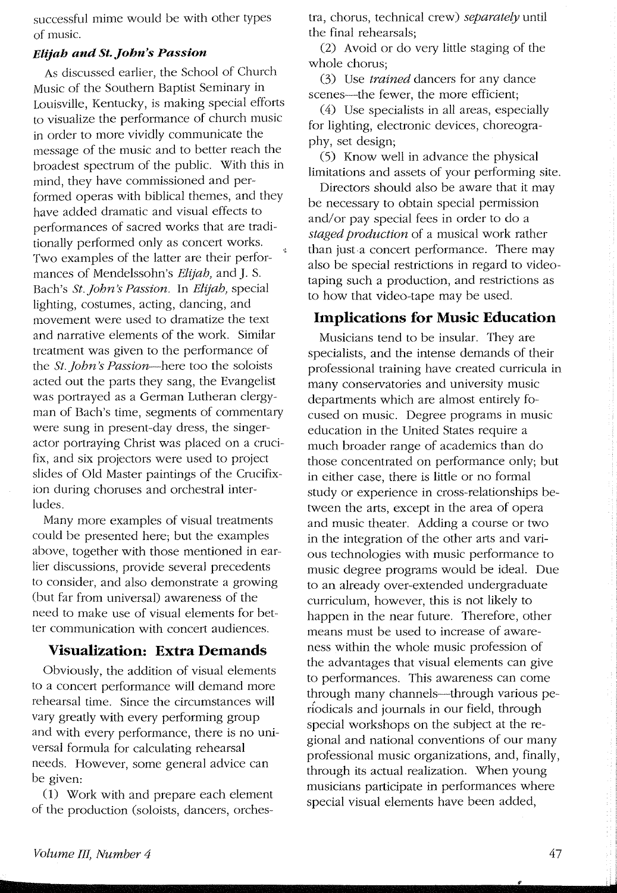successful mime would be with other types of music.

### *Elijah and St. John's Passion*

As discussed earlier, the School of Church Music of the Southern Baptist Seminary in Louisville, Kentucky, is making special efforts to visualize the performance of church music in order to more vividly communicate the message of the music and to better reach the broadest spectrum of the public. With this in mind, they have commissioned and performed operas with biblical themes, and they have added dramatic and visual effects to performances of sacred works that are traditionally performed only as concert works. Two examples of the latter are their performances of Mendelssohn's *Elijah,* and J. S. Bach's *St. John's Passion.* In *Elijah,* special lighting, costumes, acting, dancing, and movement were used to dramatize the text and narrative elements of the work. Similar treatment was given to the performance of the *St. John's Passion*—here too the soloists acted out the parts they sang, the Evangelist was portrayed as a German Lutheran clergyman of Bach's time, segments of commentary were sung in present-day dress, the singer-actor portraying Christ was placed on a crucifix, and six projectors were used to project slides of Old Master paintings of the Crucifixion during choruses and orchestral interludes.

Many more examples of visual treatments could be presented here; but the examples above, together with those mentioned in earlier discussions, provide several precedents to consider, and also demonstrate a growing (but far from universal) awareness of the need to make use of visual elements for better communication with concert audiences.

## Visualization: Extra Demands

Obviously, the addition of visual elements to a concert performance will demand more rehearsal time. Since the circumstances will vary greatly with every performing group and with every performance, there is no universal formula for calculating rehearsal needs. However, some general advice can be given:

(1) Work with and prepare each element of the production (soloists, dancers, orchestra, chorus, technical crew) *separately* until the final rehearsals;

(2) Avoid or do very little staging of the whole chorus;

(3) Use *trained* dancers for any dance scenes—the fewer, the more efficient;

(4) Use specialists in all areas, especially for lighting, electronic devices, choreography, set design;

(5) Know well in advance the physical limitations and assets of your performing site.

Directors should also be aware that it may be necessary to obtain special permission and/or pay special fees in order to do a *staged production* of a musical work rather than just a concert performance. There may also be special restrictions in regard to video-taping such a production, and restrictions as to how that video-tape may be used.

## Implications for Music Education

Musicians tend to be insular. They are specialists, and the intense demands of their professional training have created curricula in many conservatories and university music departments which are almost entirely focused on music. Degree programs in music education in the United States require a much broader range of academics than do those concentrated on performance only; but in either case, there is little or no formal study or experience in cross-relationships between the arts, except in the area of opera and music theater. Adding a course or two in the integration of the other arts and various technologies with music performance to music degree programs would be ideal. Due to an already over-extended undergraduate curriculum, however, this is not likely to happen in the near future. Therefore, other means must be used to increase of awareness within the whole music profession of the advantages that visual elements can give to performances. This awareness can come through many channels—through various periodicals and journals in our field, through special workshops on the subject at the regional and national conventions of our many professional music organizations, and, finally, through its actual realization. When young musicians participate in performances where special visual elements have been added,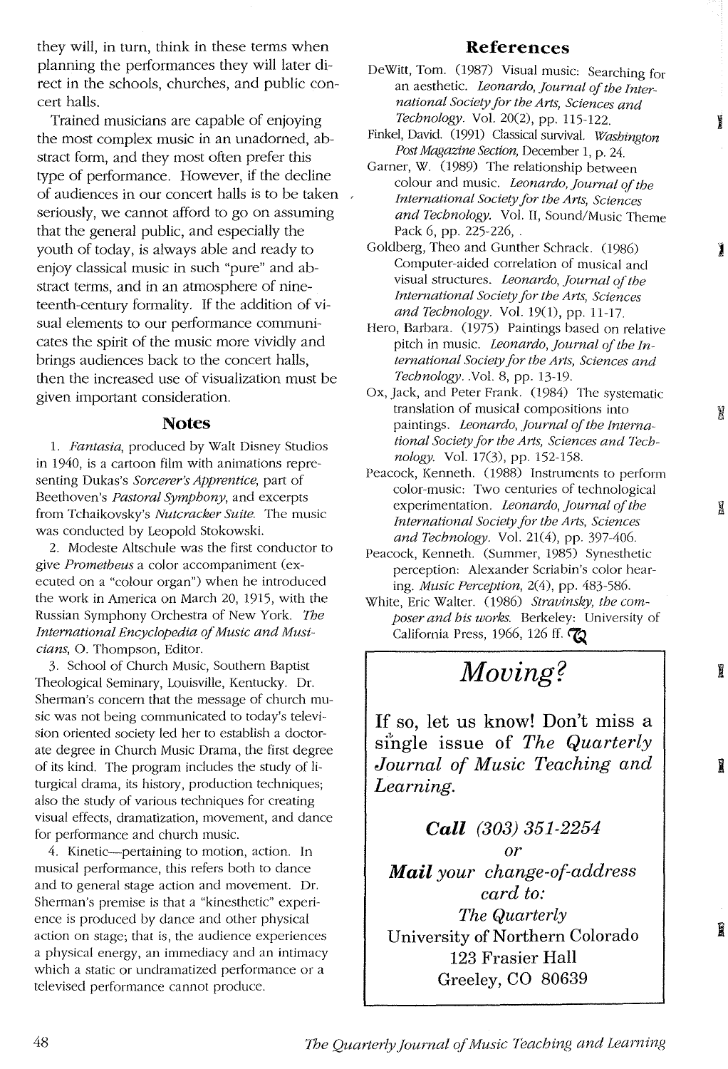they will, in turn, think in these terms when planning the performances they will later direct in the schools, churches, and public concert halls.

Trained musicians are capable of enjoying the most complex music in an unadorned, abstract form, and they most often prefer this type of performance. However, if the decline of audiences in our concert halls is to be taken seriously, we cannot afford to go on assuming that the general public, and especially the youth of today, is always able and ready to enjoy classical music in such "pure" and abstract terms, and in an atmosphere of nineteenth-century formality. If the addition of visual elements to our performance communicates the spirit of the music more vividly and brings audiences back to the concert halls, then the increased use of visualization must be given important consideration.

## Notes

1. *Fantasia*, produced by Walt Disney Studios in 1940, is a cartoon film with animations representing Dukas's *Sorcerer's Apprentice*, part of Beethoven's *Pastoral Symphony*, and excerpts from Tchaikovsky's *Nutcracker Suite*. The music was conducted by Leopold Stokowski.

2. Modeste Altschule was the first conductor to give *Prometheus* a color accompaniment (executed on a "colour organ") when he introduced the work in America on March 20, 1915, with the Russian Symphony Orchestra of New York. *The International Encyclopedia of Music and Musicians*, O. Thompson, Editor.

3. School of Church Music, Southern Baptist Theological Seminary, Louisville, Kentucky. Dr. Sherman's concern that the message of church music was not being communicated to today's television oriented society led her to establish a doctorate degree in Church Music Drama, the first degree of its kind. The program includes the study of liturgical drama, its history, production techniques; also the study of various techniques for creating visual effects, dramatization, movement, and dance for performance and church music.

4. Kinetic—pertaining to motion, action. In musical performance, this refers both to dance and to general stage action and movement. Dr. Sherman's premise is that a "kinesthetic" experience is produced by dance and other physical action on stage; that is, the audience experiences a physical energy, an immediacy and an intimacy which a static or undramatized performance or a televised performance cannot produce.

## References

DeWitt, Tom. (1987) Visual music: Searching for an aesthetic. *Leonardo, Journal of the International Society for the Arts, Sciences and Technology*. Vol. 20(2), pp. 115-122.

Finkel, David. (1991) Classical survival. *Washington Post Magazine Section*, December 1, p. 24.

Garner, W. (1989) The relationship between colour and music. *Leonardo, Journal of the International Society for the Arts, Sciences and Technology*. Vol. II, Sound/Music Theme Pack 6, pp. 225-226, .

Goldberg, Theo and Gunther Schrack. (1986) Computer-aided correlation of musical and visual structures. *Leonardo, Journal of the International Society for the Arts, Sciences and Technology*. Vol. 19(1), pp. 11-17.

Hero, Barbara. (1975) Paintings based on relative pitch in music. *Leonardo, Journal of the International Society for the Arts, Sciences and Technology*. .Vol. 8, pp. 13-19.

Ox, Jack, and Peter Frank. (1984) The systematic translation of musical compositions into paintings. *Leonardo, Journal of the International Society for the Arts, Sciences and Technology*. Vol. 17(3), pp. 152-158.

Peacock, Kenneth. (1988) Instruments to perform color-music: Two centuries of technological experimentation. *Leonardo, Journal of the International Society for the Arts, Sciences and Technology*. Vol. 21(4), pp. 397-406.

Peacock, Kenneth. (Summer, 1985) Synesthetic perception: Alexander Scriabin's color hearing. *Music Perception*, 2(4), pp. 483-586.

White, Eric Walter. (1986) *Stravinsky, the composer and his works*. Berkeley: University of California Press, 1966, 126 ff.

---

# *Moving?*

**If so, let us know! Don't miss a single issue of *The Quarterly Journal of Music Teaching and Learning*.**

***Call** (303) 351-2254*

*or*

***Mail** your change-of-address card to:*

*The Quarterly*
University of Northern Colorado
123 Frasier Hall
Greeley, CO 80639